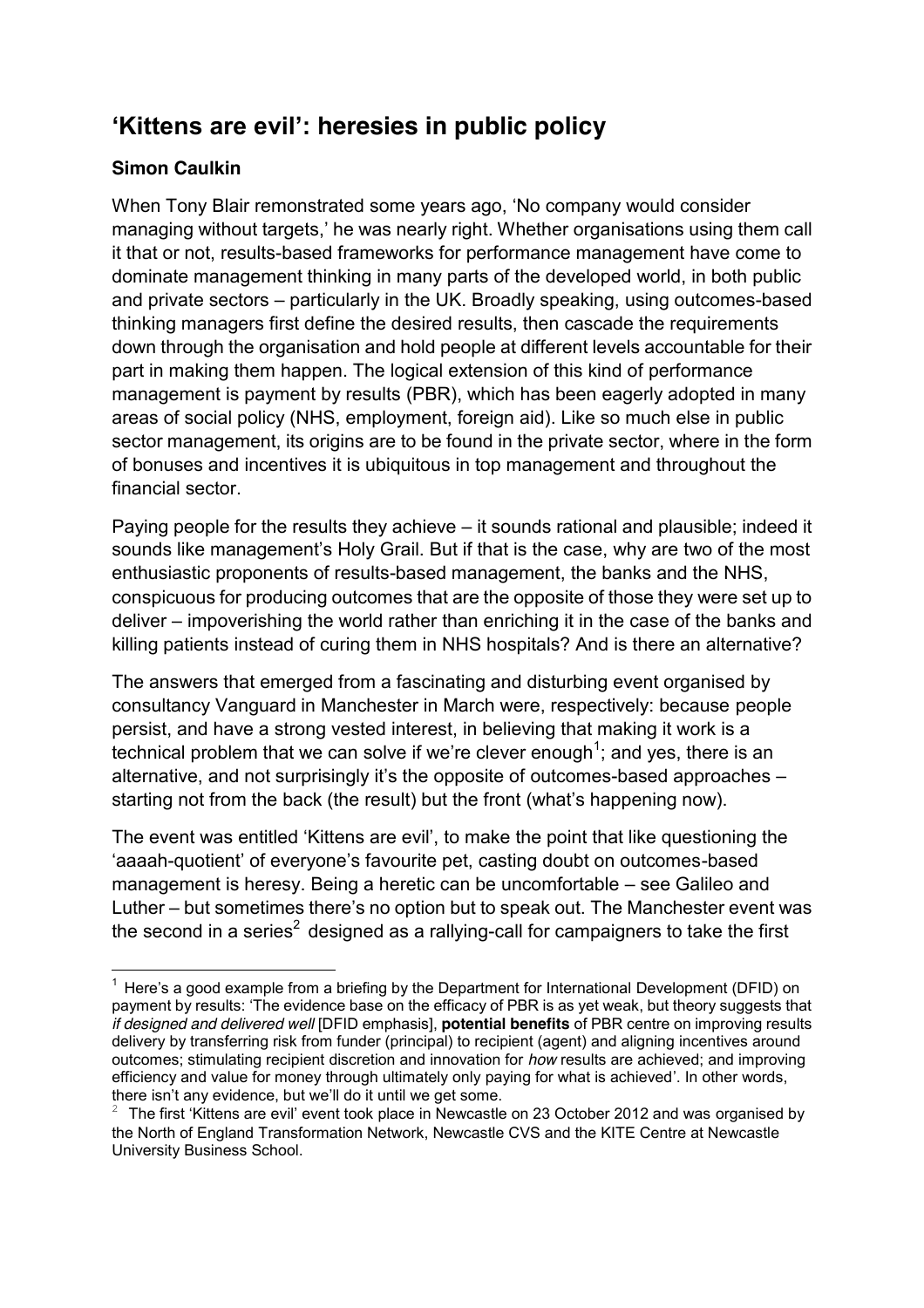# 'Kittens are evil': heresies in public policy

**Simon Caulkin**

When Tony Blair remonstrated some years ago, 'No company would consider managing without targets,' he was nearly right. Whether organisations using them call it that or not, results-based frameworks for performance management have come to dominate management thinking in many parts of the developed world, in both public and private sectors – particularly in the UK. Broadly speaking, using outcomes-based thinking managers first define the desired results, then cascade the requirements down through the organisation and hold people at different levels accountable for their part in making them happen. The logical extension of this kind of performance management is payment by results (PBR), which has been eagerly adopted in many areas of social policy (NHS, employment, foreign aid). Like so much else in public sector management, its origins are to be found in the private sector, where in the form of bonuses and incentives it is ubiquitous in top management and throughout the financial sector.

Paying people for the results they achieve – it sounds rational and plausible; indeed it sounds like management's Holy Grail. But if that is the case, why are two of the most enthusiastic proponents of results-based management, the banks and the NHS, conspicuous for producing outcomes that are the opposite of those they were set up to deliver – impoverishing the world rather than enriching it in the case of the banks and killing patients instead of curing them in NHS hospitals? And is there an alternative?

The answers that emerged from a fascinating and disturbing event organised by consultancy Vanguard in Manchester in March were, respectively: because people persist, and have a strong vested interest, in believing that making it work is a technical problem that we can solve if we're clever enough[1]; and yes, there is an alternative, and not surprisingly it's the opposite of outcomes-based approaches – starting not from the back (the result) but the front (what's happening now).

The event was entitled 'Kittens are evil', to make the point that like questioning the 'aaaah-quotient' of everyone's favourite pet, casting doubt on outcomes-based management is heresy. Being a heretic can be uncomfortable – see Galileo and Luther – but sometimes there's no option but to speak out. The Manchester event was the second in a series[2] designed as a rallying-call for campaigners to take the first

---

[1] Here's a good example from a briefing by the Department for International Development (DFID) on payment by results: 'The evidence base on the efficacy of PBR is as yet weak, but theory suggests that *if designed and delivered well* [DFID emphasis], **potential benefits** of PBR centre on improving results delivery by transferring risk from funder (principal) to recipient (agent) and aligning incentives around outcomes; stimulating recipient discretion and innovation for *how* results are achieved; and improving efficiency and value for money through ultimately only paying for what is achieved'. In other words, there isn't any evidence, but we'll do it until we get some.

[2] The first 'Kittens are evil' event took place in Newcastle on 23 October 2012 and was organised by the North of England Transformation Network, Newcastle CVS and the KITE Centre at Newcastle University Business School.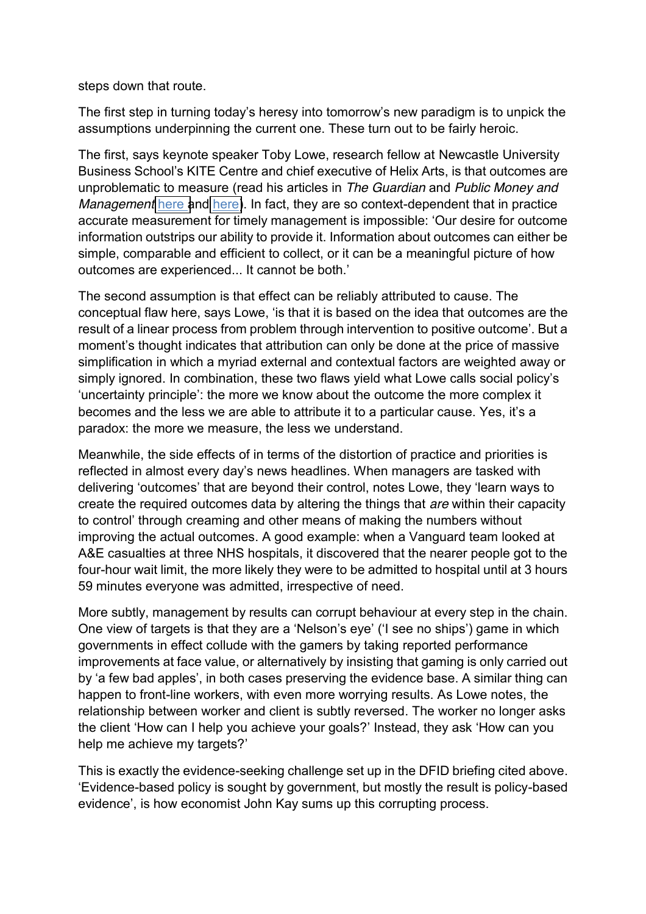steps down that route.

The first step in turning today's heresy into tomorrow's new paradigm is to unpick the assumptions underpinning the current one. These turn out to be fairly heroic.

The first, says keynote speaker Toby Lowe, research fellow at Newcastle University Business School's KITE Centre and chief executive of Helix Arts, is that outcomes are unproblematic to measure (read his articles in *The Guardian* and *Public Money and Management* [here](#) and [here](#)). In fact, they are so context-dependent that in practice accurate measurement for timely management is impossible: 'Our desire for outcome information outstrips our ability to provide it. Information about outcomes can either be simple, comparable and efficient to collect, or it can be a meaningful picture of how outcomes are experienced... It cannot be both.'

The second assumption is that effect can be reliably attributed to cause. The conceptual flaw here, says Lowe, 'is that it is based on the idea that outcomes are the result of a linear process from problem through intervention to positive outcome'. But a moment's thought indicates that attribution can only be done at the price of massive simplification in which a myriad external and contextual factors are weighted away or simply ignored. In combination, these two flaws yield what Lowe calls social policy's 'uncertainty principle': the more we know about the outcome the more complex it becomes and the less we are able to attribute it to a particular cause. Yes, it's a paradox: the more we measure, the less we understand.

Meanwhile, the side effects of in terms of the distortion of practice and priorities is reflected in almost every day's news headlines. When managers are tasked with delivering 'outcomes' that are beyond their control, notes Lowe, they 'learn ways to create the required outcomes data by altering the things that *are* within their capacity to control' through creaming and other means of making the numbers without improving the actual outcomes. A good example: when a Vanguard team looked at A&E casualties at three NHS hospitals, it discovered that the nearer people got to the four-hour wait limit, the more likely they were to be admitted to hospital until at 3 hours 59 minutes everyone was admitted, irrespective of need.

More subtly, management by results can corrupt behaviour at every step in the chain. One view of targets is that they are a 'Nelson's eye' ('I see no ships') game in which governments in effect collude with the gamers by taking reported performance improvements at face value, or alternatively by insisting that gaming is only carried out by 'a few bad apples', in both cases preserving the evidence base. A similar thing can happen to front-line workers, with even more worrying results. As Lowe notes, the relationship between worker and client is subtly reversed. The worker no longer asks the client 'How can I help you achieve your goals?' Instead, they ask 'How can you help me achieve my targets?'

This is exactly the evidence-seeking challenge set up in the DFID briefing cited above. 'Evidence-based policy is sought by government, but mostly the result is policy-based evidence', is how economist John Kay sums up this corrupting process.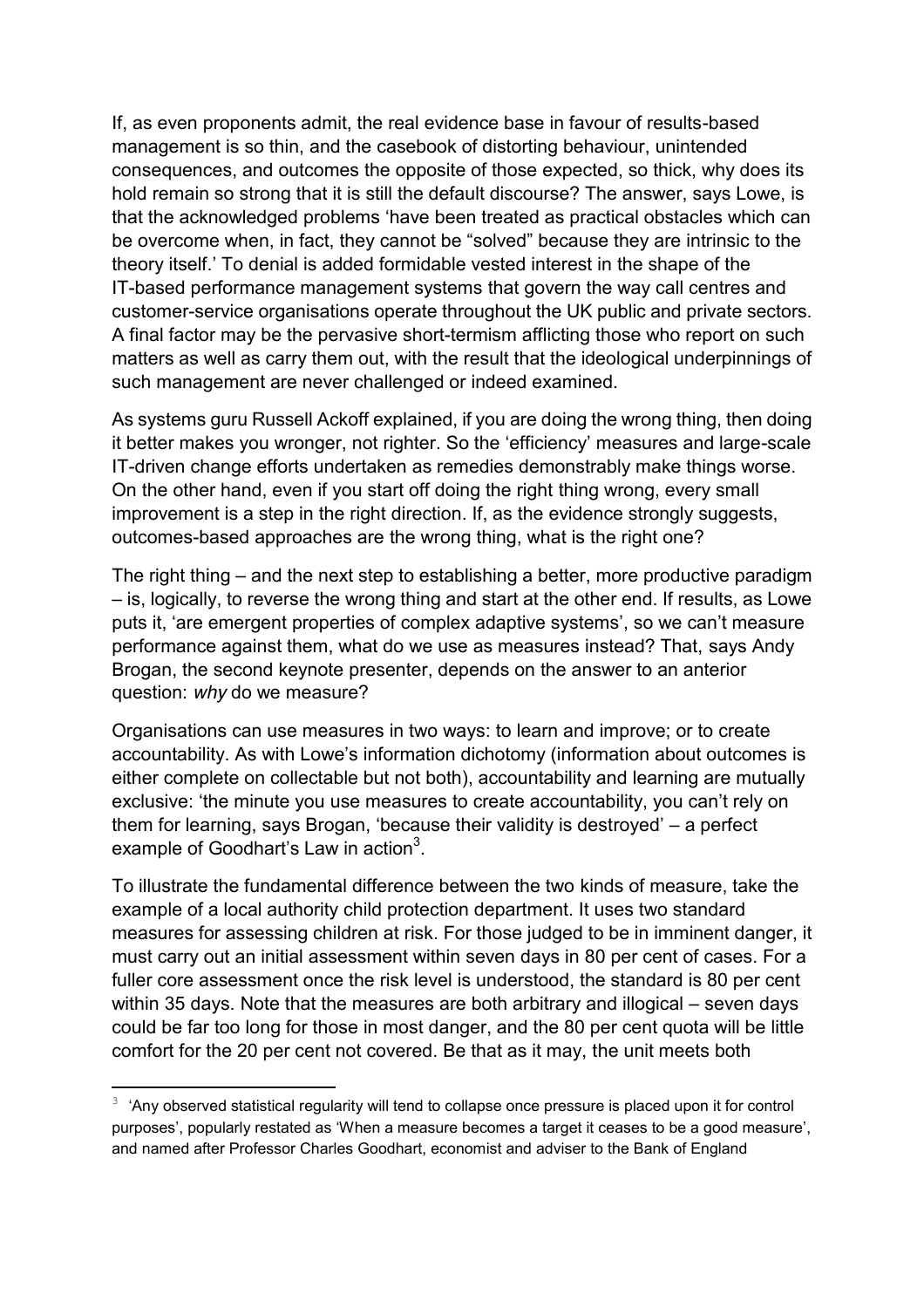If, as even proponents admit, the real evidence base in favour of results-based management is so thin, and the casebook of distorting behaviour, unintended consequences, and outcomes the opposite of those expected, so thick, why does its hold remain so strong that it is still the default discourse? The answer, says Lowe, is that the acknowledged problems 'have been treated as practical obstacles which can be overcome when, in fact, they cannot be "solved" because they are intrinsic to the theory itself.' To denial is added formidable vested interest in the shape of the IT-based performance management systems that govern the way call centres and customer-service organisations operate throughout the UK public and private sectors. A final factor may be the pervasive short-termism afflicting those who report on such matters as well as carry them out, with the result that the ideological underpinnings of such management are never challenged or indeed examined.

As systems guru Russell Ackoff explained, if you are doing the wrong thing, then doing it better makes you wronger, not righter. So the 'efficiency' measures and large-scale IT-driven change efforts undertaken as remedies demonstrably make things worse. On the other hand, even if you start off doing the right thing wrong, every small improvement is a step in the right direction. If, as the evidence strongly suggests, outcomes-based approaches are the wrong thing, what is the right one?

The right thing – and the next step to establishing a better, more productive paradigm – is, logically, to reverse the wrong thing and start at the other end. If results, as Lowe puts it, 'are emergent properties of complex adaptive systems', so we can't measure performance against them, what do we use as measures instead? That, says Andy Brogan, the second keynote presenter, depends on the answer to an anterior question: *why* do we measure?

Organisations can use measures in two ways: to learn and improve; or to create accountability. As with Lowe's information dichotomy (information about outcomes is either complete on collectable but not both), accountability and learning are mutually exclusive: 'the minute you use measures to create accountability, you can't rely on them for learning, says Brogan, 'because their validity is destroyed' – a perfect example of Goodhart's Law in action[3].

To illustrate the fundamental difference between the two kinds of measure, take the example of a local authority child protection department. It uses two standard measures for assessing children at risk. For those judged to be in imminent danger, it must carry out an initial assessment within seven days in 80 per cent of cases. For a fuller core assessment once the risk level is understood, the standard is 80 per cent within 35 days. Note that the measures are both arbitrary and illogical – seven days could be far too long for those in most danger, and the 80 per cent quota will be little comfort for the 20 per cent not covered. Be that as it may, the unit meets both

---

[3] 'Any observed statistical regularity will tend to collapse once pressure is placed upon it for control purposes', popularly restated as 'When a measure becomes a target it ceases to be a good measure', and named after Professor Charles Goodhart, economist and adviser to the Bank of England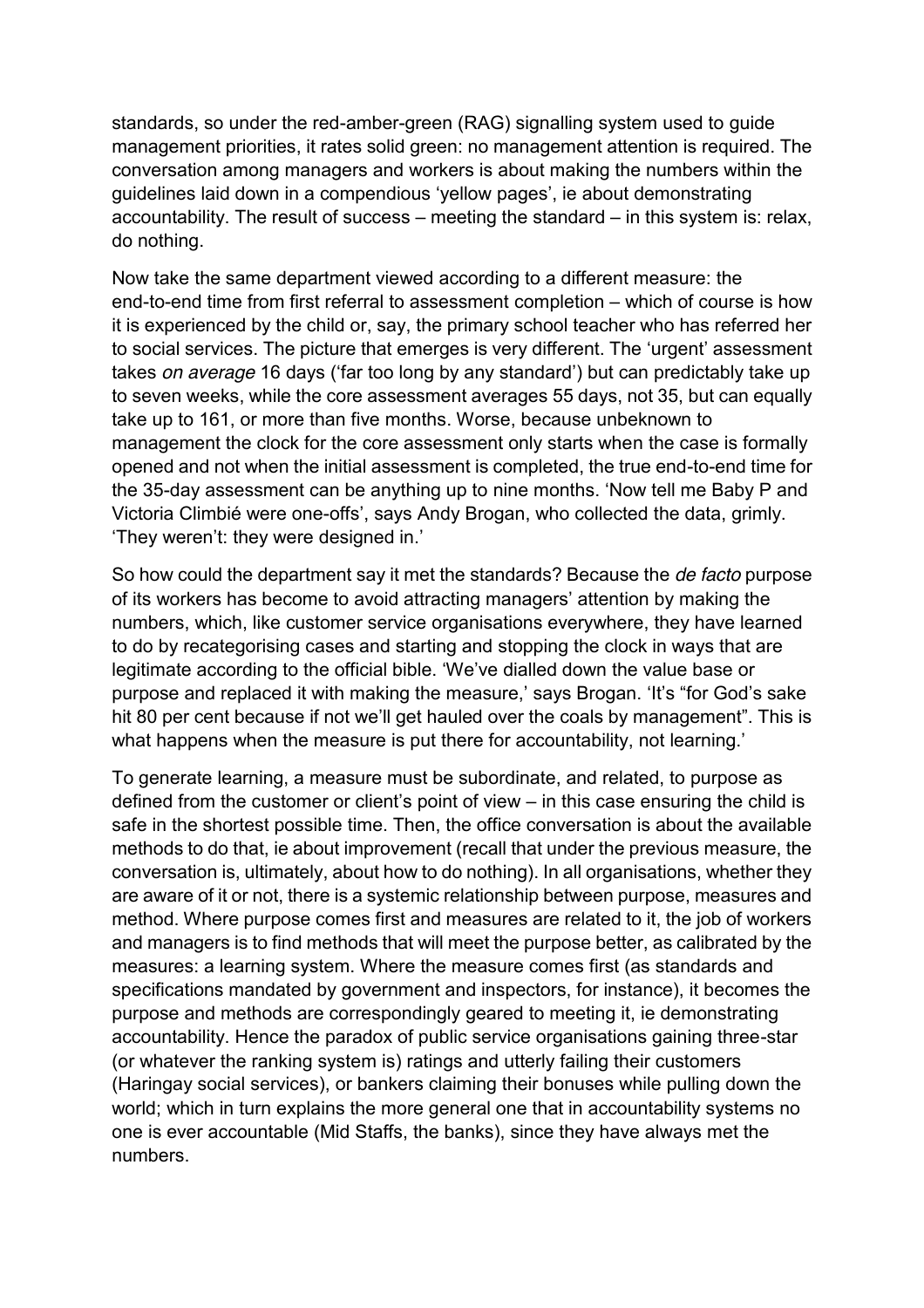standards, so under the red-amber-green (RAG) signalling system used to guide management priorities, it rates solid green: no management attention is required. The conversation among managers and workers is about making the numbers within the guidelines laid down in a compendious 'yellow pages', ie about demonstrating accountability. The result of success – meeting the standard – in this system is: relax, do nothing.

Now take the same department viewed according to a different measure: the end-to-end time from first referral to assessment completion – which of course is how it is experienced by the child or, say, the primary school teacher who has referred her to social services. The picture that emerges is very different. The 'urgent' assessment takes *on average* 16 days ('far too long by any standard') but can predictably take up to seven weeks, while the core assessment averages 55 days, not 35, but can equally take up to 161, or more than five months. Worse, because unbeknown to management the clock for the core assessment only starts when the case is formally opened and not when the initial assessment is completed, the true end-to-end time for the 35-day assessment can be anything up to nine months. 'Now tell me Baby P and Victoria Climbié were one-offs', says Andy Brogan, who collected the data, grimly. 'They weren't: they were designed in.'

So how could the department say it met the standards? Because the *de facto* purpose of its workers has become to avoid attracting managers' attention by making the numbers, which, like customer service organisations everywhere, they have learned to do by recategorising cases and starting and stopping the clock in ways that are legitimate according to the official bible. 'We've dialled down the value base or purpose and replaced it with making the measure,' says Brogan. 'It's "for God's sake hit 80 per cent because if not we'll get hauled over the coals by management". This is what happens when the measure is put there for accountability, not learning.'

To generate learning, a measure must be subordinate, and related, to purpose as defined from the customer or client's point of view – in this case ensuring the child is safe in the shortest possible time. Then, the office conversation is about the available methods to do that, ie about improvement (recall that under the previous measure, the conversation is, ultimately, about how to do nothing). In all organisations, whether they are aware of it or not, there is a systemic relationship between purpose, measures and method. Where purpose comes first and measures are related to it, the job of workers and managers is to find methods that will meet the purpose better, as calibrated by the measures: a learning system. Where the measure comes first (as standards and specifications mandated by government and inspectors, for instance), it becomes the purpose and methods are correspondingly geared to meeting it, ie demonstrating accountability. Hence the paradox of public service organisations gaining three-star (or whatever the ranking system is) ratings and utterly failing their customers (Haringay social services), or bankers claiming their bonuses while pulling down the world; which in turn explains the more general one that in accountability systems no one is ever accountable (Mid Staffs, the banks), since they have always met the numbers.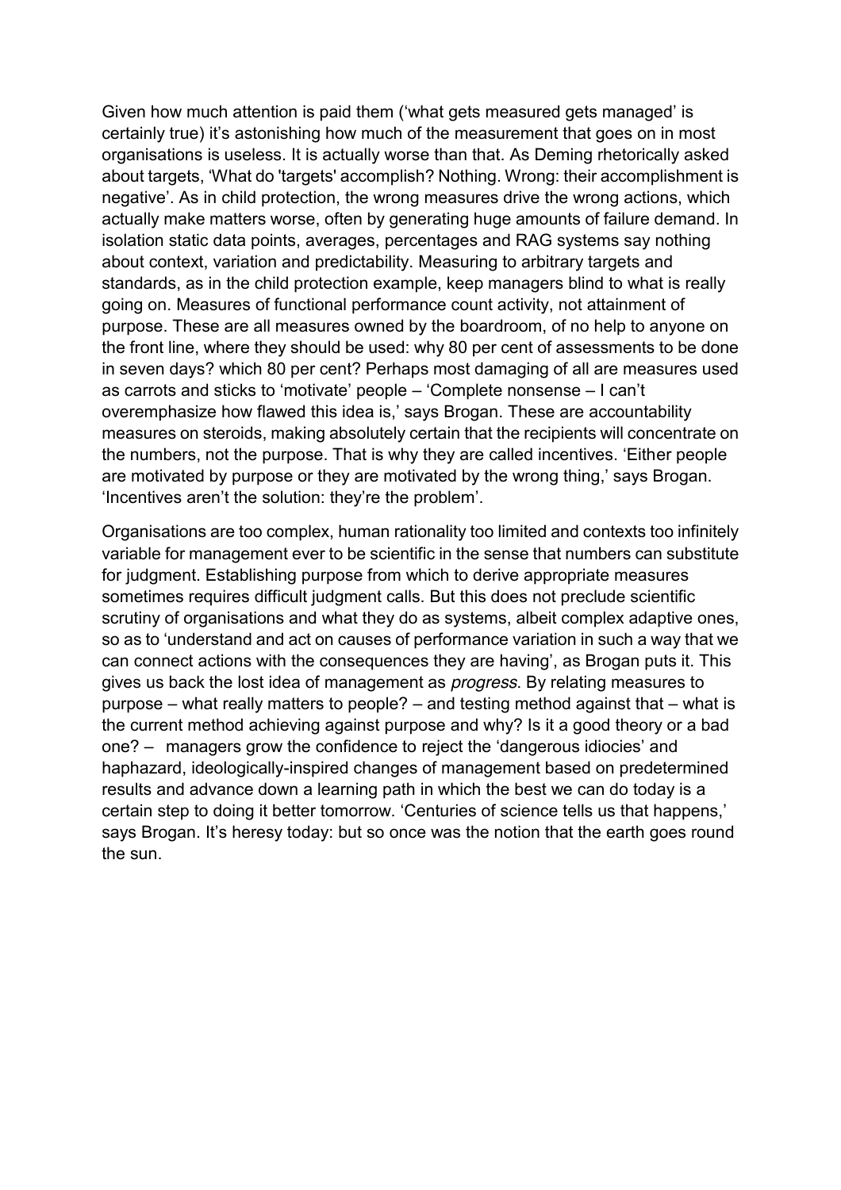Given how much attention is paid them ('what gets measured gets managed' is certainly true) it's astonishing how much of the measurement that goes on in most organisations is useless. It is actually worse than that. As Deming rhetorically asked about targets, 'What do 'targets' accomplish? Nothing. Wrong: their accomplishment is negative'. As in child protection, the wrong measures drive the wrong actions, which actually make matters worse, often by generating huge amounts of failure demand. In isolation static data points, averages, percentages and RAG systems say nothing about context, variation and predictability. Measuring to arbitrary targets and standards, as in the child protection example, keep managers blind to what is really going on. Measures of functional performance count activity, not attainment of purpose. These are all measures owned by the boardroom, of no help to anyone on the front line, where they should be used: why 80 per cent of assessments to be done in seven days? which 80 per cent? Perhaps most damaging of all are measures used as carrots and sticks to 'motivate' people – 'Complete nonsense – I can't overemphasize how flawed this idea is,' says Brogan. These are accountability measures on steroids, making absolutely certain that the recipients will concentrate on the numbers, not the purpose. That is why they are called incentives. 'Either people are motivated by purpose or they are motivated by the wrong thing,' says Brogan. 'Incentives aren't the solution: they're the problem'.

Organisations are too complex, human rationality too limited and contexts too infinitely variable for management ever to be scientific in the sense that numbers can substitute for judgment. Establishing purpose from which to derive appropriate measures sometimes requires difficult judgment calls. But this does not preclude scientific scrutiny of organisations and what they do as systems, albeit complex adaptive ones, so as to 'understand and act on causes of performance variation in such a way that we can connect actions with the consequences they are having', as Brogan puts it. This gives us back the lost idea of management as *progress*. By relating measures to purpose – what really matters to people? – and testing method against that – what is the current method achieving against purpose and why? Is it a good theory or a bad one? – managers grow the confidence to reject the 'dangerous idiocies' and haphazard, ideologically-inspired changes of management based on predetermined results and advance down a learning path in which the best we can do today is a certain step to doing it better tomorrow. 'Centuries of science tells us that happens,' says Brogan. It's heresy today: but so once was the notion that the earth goes round the sun.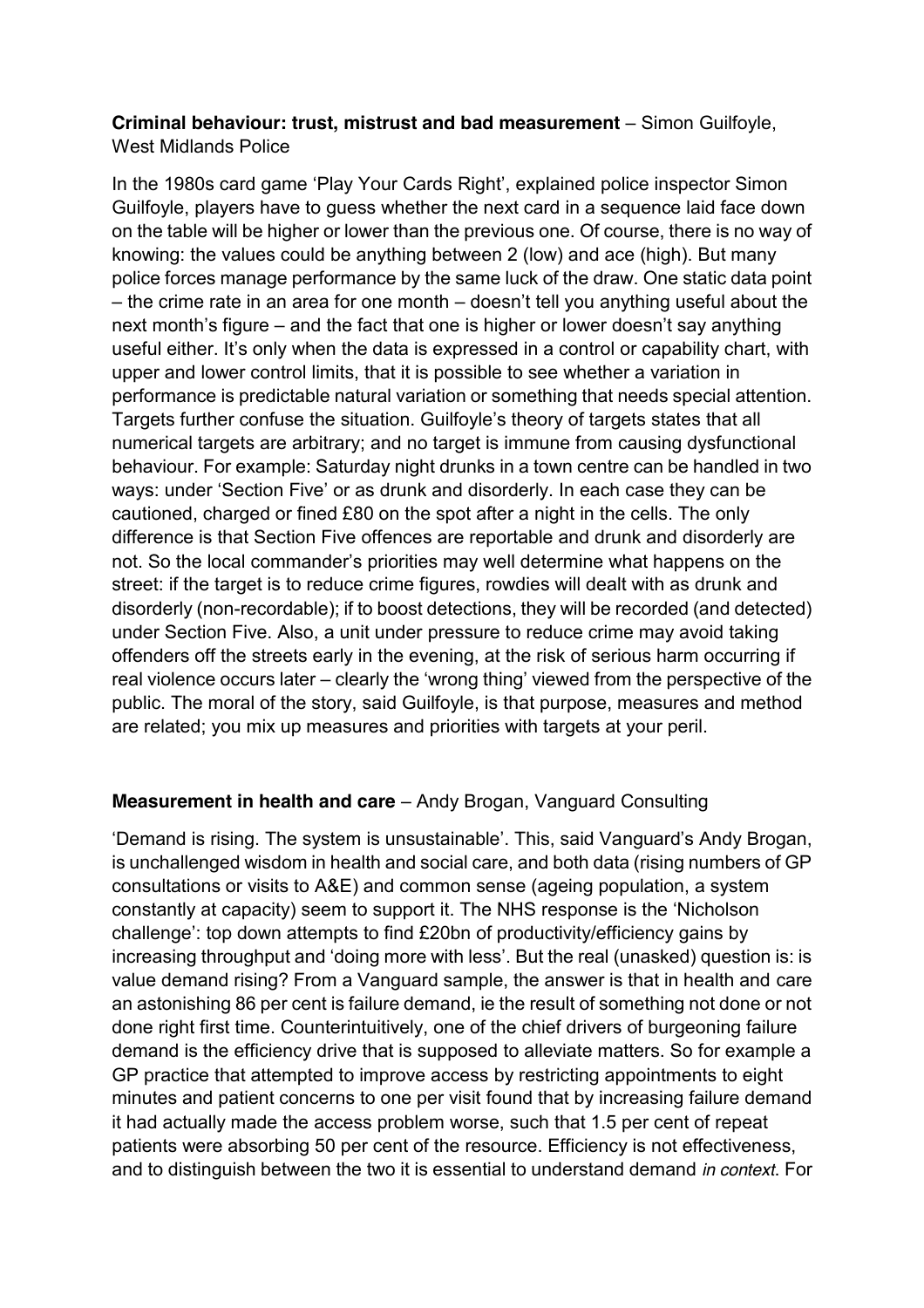**Criminal behaviour: trust, mistrust and bad measurement** – Simon Guilfoyle, West Midlands Police

In the 1980s card game 'Play Your Cards Right', explained police inspector Simon Guilfoyle, players have to guess whether the next card in a sequence laid face down on the table will be higher or lower than the previous one. Of course, there is no way of knowing: the values could be anything between 2 (low) and ace (high). But many police forces manage performance by the same luck of the draw. One static data point – the crime rate in an area for one month – doesn't tell you anything useful about the next month's figure – and the fact that one is higher or lower doesn't say anything useful either. It's only when the data is expressed in a control or capability chart, with upper and lower control limits, that it is possible to see whether a variation in performance is predictable natural variation or something that needs special attention. Targets further confuse the situation. Guilfoyle's theory of targets states that all numerical targets are arbitrary; and no target is immune from causing dysfunctional behaviour. For example: Saturday night drunks in a town centre can be handled in two ways: under 'Section Five' or as drunk and disorderly. In each case they can be cautioned, charged or fined £80 on the spot after a night in the cells. The only difference is that Section Five offences are reportable and drunk and disorderly are not. So the local commander's priorities may well determine what happens on the street: if the target is to reduce crime figures, rowdies will dealt with as drunk and disorderly (non-recordable); if to boost detections, they will be recorded (and detected) under Section Five. Also, a unit under pressure to reduce crime may avoid taking offenders off the streets early in the evening, at the risk of serious harm occurring if real violence occurs later – clearly the 'wrong thing' viewed from the perspective of the public. The moral of the story, said Guilfoyle, is that purpose, measures and method are related; you mix up measures and priorities with targets at your peril.

**Measurement in health and care** – Andy Brogan, Vanguard Consulting

'Demand is rising. The system is unsustainable'. This, said Vanguard's Andy Brogan, is unchallenged wisdom in health and social care, and both data (rising numbers of GP consultations or visits to A&E) and common sense (ageing population, a system constantly at capacity) seem to support it. The NHS response is the 'Nicholson challenge': top down attempts to find £20bn of productivity/efficiency gains by increasing throughput and 'doing more with less'. But the real (unasked) question is: is value demand rising? From a Vanguard sample, the answer is that in health and care an astonishing 86 per cent is failure demand, ie the result of something not done or not done right first time. Counterintuitively, one of the chief drivers of burgeoning failure demand is the efficiency drive that is supposed to alleviate matters. So for example a GP practice that attempted to improve access by restricting appointments to eight minutes and patient concerns to one per visit found that by increasing failure demand it had actually made the access problem worse, such that 1.5 per cent of repeat patients were absorbing 50 per cent of the resource. Efficiency is not effectiveness, and to distinguish between the two it is essential to understand demand *in context*. For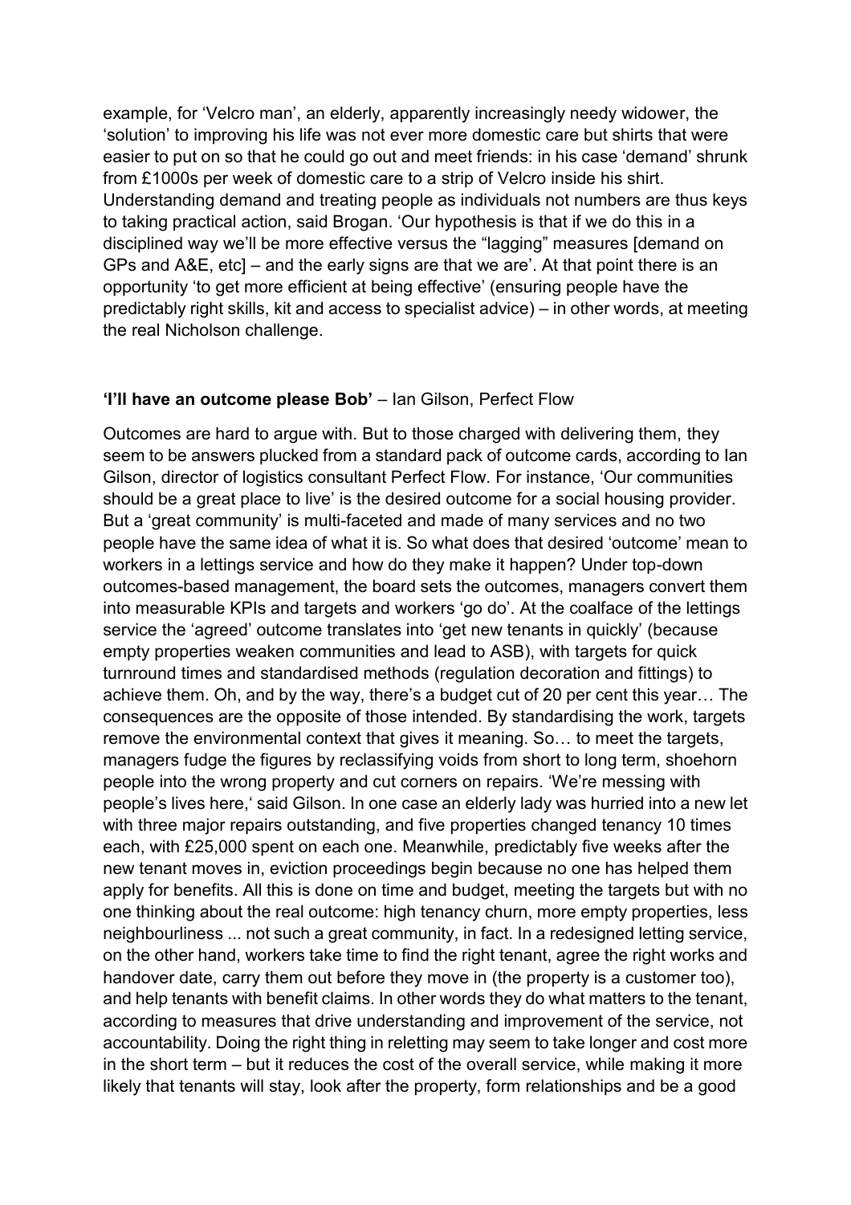example, for 'Velcro man', an elderly, apparently increasingly needy widower, the 'solution' to improving his life was not ever more domestic care but shirts that were easier to put on so that he could go out and meet friends: in his case 'demand' shrunk from £1000s per week of domestic care to a strip of Velcro inside his shirt. Understanding demand and treating people as individuals not numbers are thus keys to taking practical action, said Brogan. 'Our hypothesis is that if we do this in a disciplined way we'll be more effective versus the "lagging" measures [demand on GPs and A&E, etc] – and the early signs are that we are'. At that point there is an opportunity 'to get more efficient at being effective' (ensuring people have the predictably right skills, kit and access to specialist advice) – in other words, at meeting the real Nicholson challenge.

**'I'll have an outcome please Bob'** – Ian Gilson, Perfect Flow

Outcomes are hard to argue with. But to those charged with delivering them, they seem to be answers plucked from a standard pack of outcome cards, according to Ian Gilson, director of logistics consultant Perfect Flow. For instance, 'Our communities should be a great place to live' is the desired outcome for a social housing provider. But a 'great community' is multi-faceted and made of many services and no two people have the same idea of what it is. So what does that desired 'outcome' mean to workers in a lettings service and how do they make it happen? Under top-down outcomes-based management, the board sets the outcomes, managers convert them into measurable KPIs and targets and workers 'go do'. At the coalface of the lettings service the 'agreed' outcome translates into 'get new tenants in quickly' (because empty properties weaken communities and lead to ASB), with targets for quick turnround times and standardised methods (regulation decoration and fittings) to achieve them. Oh, and by the way, there's a budget cut of 20 per cent this year… The consequences are the opposite of those intended. By standardising the work, targets remove the environmental context that gives it meaning. So… to meet the targets, managers fudge the figures by reclassifying voids from short to long term, shoehorn people into the wrong property and cut corners on repairs. 'We're messing with people's lives here,' said Gilson. In one case an elderly lady was hurried into a new let with three major repairs outstanding, and five properties changed tenancy 10 times each, with £25,000 spent on each one. Meanwhile, predictably five weeks after the new tenant moves in, eviction proceedings begin because no one has helped them apply for benefits. All this is done on time and budget, meeting the targets but with no one thinking about the real outcome: high tenancy churn, more empty properties, less neighbourliness ... not such a great community, in fact. In a redesigned letting service, on the other hand, workers take time to find the right tenant, agree the right works and handover date, carry them out before they move in (the property is a customer too), and help tenants with benefit claims. In other words they do what matters to the tenant, according to measures that drive understanding and improvement of the service, not accountability. Doing the right thing in reletting may seem to take longer and cost more in the short term – but it reduces the cost of the overall service, while making it more likely that tenants will stay, look after the property, form relationships and be a good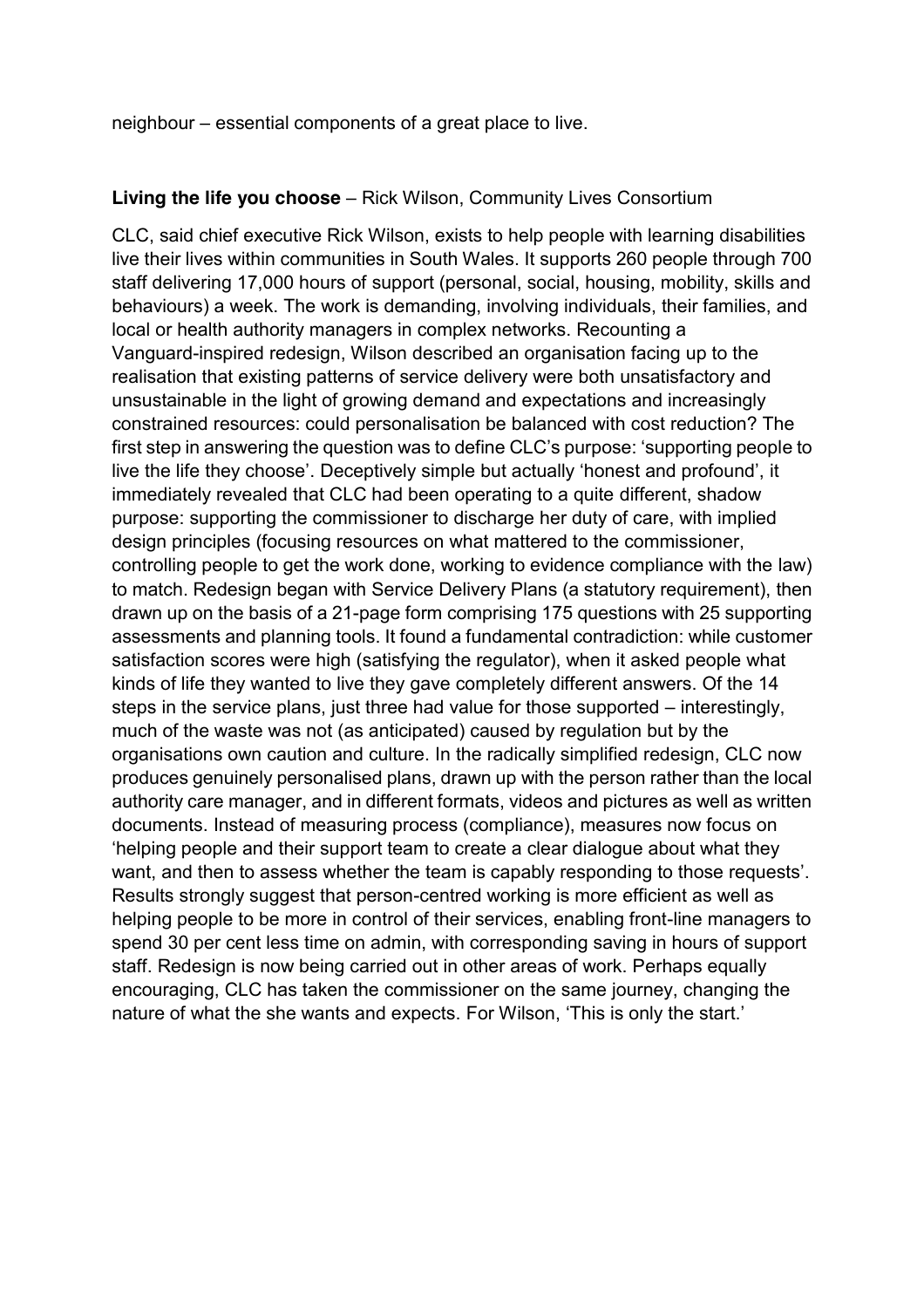neighbour – essential components of a great place to live.

**Living the life you choose** – Rick Wilson, Community Lives Consortium

CLC, said chief executive Rick Wilson, exists to help people with learning disabilities live their lives within communities in South Wales. It supports 260 people through 700 staff delivering 17,000 hours of support (personal, social, housing, mobility, skills and behaviours) a week. The work is demanding, involving individuals, their families, and local or health authority managers in complex networks. Recounting a Vanguard-inspired redesign, Wilson described an organisation facing up to the realisation that existing patterns of service delivery were both unsatisfactory and unsustainable in the light of growing demand and expectations and increasingly constrained resources: could personalisation be balanced with cost reduction? The first step in answering the question was to define CLC's purpose: 'supporting people to live the life they choose'. Deceptively simple but actually 'honest and profound', it immediately revealed that CLC had been operating to a quite different, shadow purpose: supporting the commissioner to discharge her duty of care, with implied design principles (focusing resources on what mattered to the commissioner, controlling people to get the work done, working to evidence compliance with the law) to match. Redesign began with Service Delivery Plans (a statutory requirement), then drawn up on the basis of a 21-page form comprising 175 questions with 25 supporting assessments and planning tools. It found a fundamental contradiction: while customer satisfaction scores were high (satisfying the regulator), when it asked people what kinds of life they wanted to live they gave completely different answers. Of the 14 steps in the service plans, just three had value for those supported – interestingly, much of the waste was not (as anticipated) caused by regulation but by the organisations own caution and culture. In the radically simplified redesign, CLC now produces genuinely personalised plans, drawn up with the person rather than the local authority care manager, and in different formats, videos and pictures as well as written documents. Instead of measuring process (compliance), measures now focus on 'helping people and their support team to create a clear dialogue about what they want, and then to assess whether the team is capably responding to those requests'. Results strongly suggest that person-centred working is more efficient as well as helping people to be more in control of their services, enabling front-line managers to spend 30 per cent less time on admin, with corresponding saving in hours of support staff. Redesign is now being carried out in other areas of work. Perhaps equally encouraging, CLC has taken the commissioner on the same journey, changing the nature of what the she wants and expects. For Wilson, 'This is only the start.'